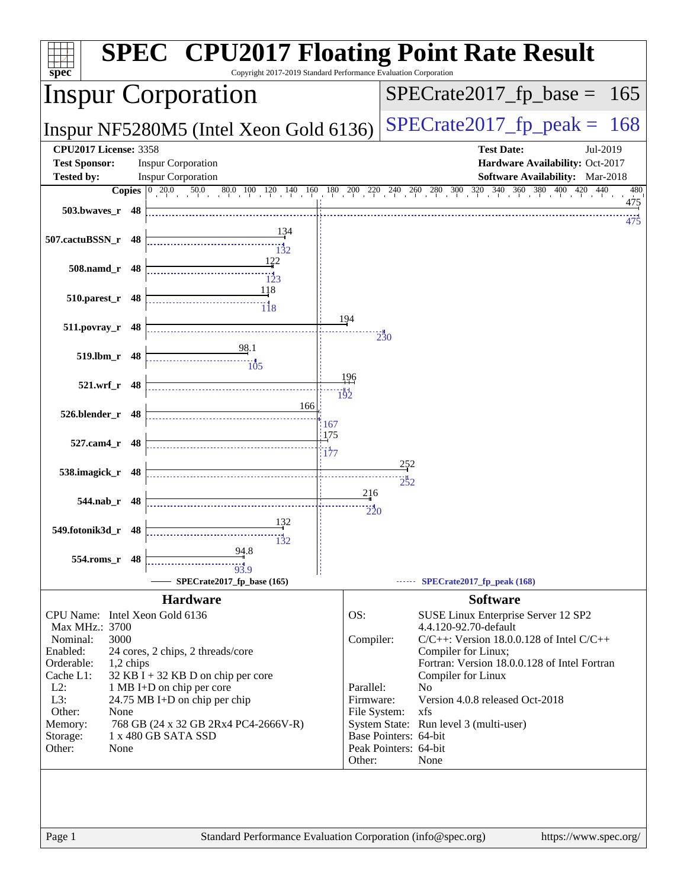# SPEC CPU2017 Floating Point Rate Result

Copyright 2017-2019 Standard Performance Evaluation Corporation

## Inspur Corporation

**Inspur NF5280M5 (Intel Xeon Gold 6136)**

SPECrate2017_fp_base = 165

SPECrate2017_fp_peak = 168

| | | | |
|---|---|---|---|
| **CPU2017 License:** | 3358 | **Test Date:** | Jul-2019 |
| **Test Sponsor:** | Inspur Corporation | **Hardware Availability:** | Oct-2017 |
| **Tested by:** | Inspur Corporation | **Software Availability:** | Mar-2018 |

| Benchmark | Copies | Base | Peak |
|---|---|---|---|
| 503.bwaves_r | 48 | 475 | 475 |
| 507.cactuBSSN_r | 48 | 134 | 132 |
| 508.namd_r | 48 | 122 | 123 |
| 510.parest_r | 48 | 118 | 118 |
| 511.povray_r | 48 | 194 | 230 |
| 519.lbm_r | 48 | 98.1 | 105 |
| 521.wrf_r | 48 | 196 | 192 |
| 526.blender_r | 48 | 166 | 167 |
| 527.cam4_r | 48 | 175 | 177 |
| 538.imagick_r | 48 | 252 | 252 |
| 544.nab_r | 48 | 216 | 220 |
| 549.fotonik3d_r | 48 | 132 | 132 |
| 554.roms_r | 48 | 94.8 | 93.9 |

SPECrate2017_fp_base (165) — SPECrate2017_fp_peak (168)

### Hardware

| | |
|---|---|
| CPU Name: | Intel Xeon Gold 6136 |
| Max MHz.: | 3700 |
| Nominal: | 3000 |
| Enabled: | 24 cores, 2 chips, 2 threads/core |
| Orderable: | 1,2 chips |
| Cache L1: | 32 KB I + 32 KB D on chip per core |
| L2: | 1 MB I+D on chip per core |
| L3: | 24.75 MB I+D on chip per chip |
| Other: | None |
| Memory: | 768 GB (24 x 32 GB 2Rx4 PC4-2666V-R) |
| Storage: | 1 x 480 GB SATA SSD |
| Other: | None |

### Software

| | |
|---|---|
| OS: | SUSE Linux Enterprise Server 12 SP2 4.4.120-92.70-default |
| Compiler: | C/C++: Version 18.0.0.128 of Intel C/C++ Compiler for Linux; Fortran: Version 18.0.0.128 of Intel Fortran Compiler for Linux |
| Parallel: | No |
| Firmware: | Version 4.0.8 released Oct-2018 |
| File System: | xfs |
| System State: | Run level 3 (multi-user) |
| Base Pointers: | 64-bit |
| Peak Pointers: | 64-bit |
| Other: | None |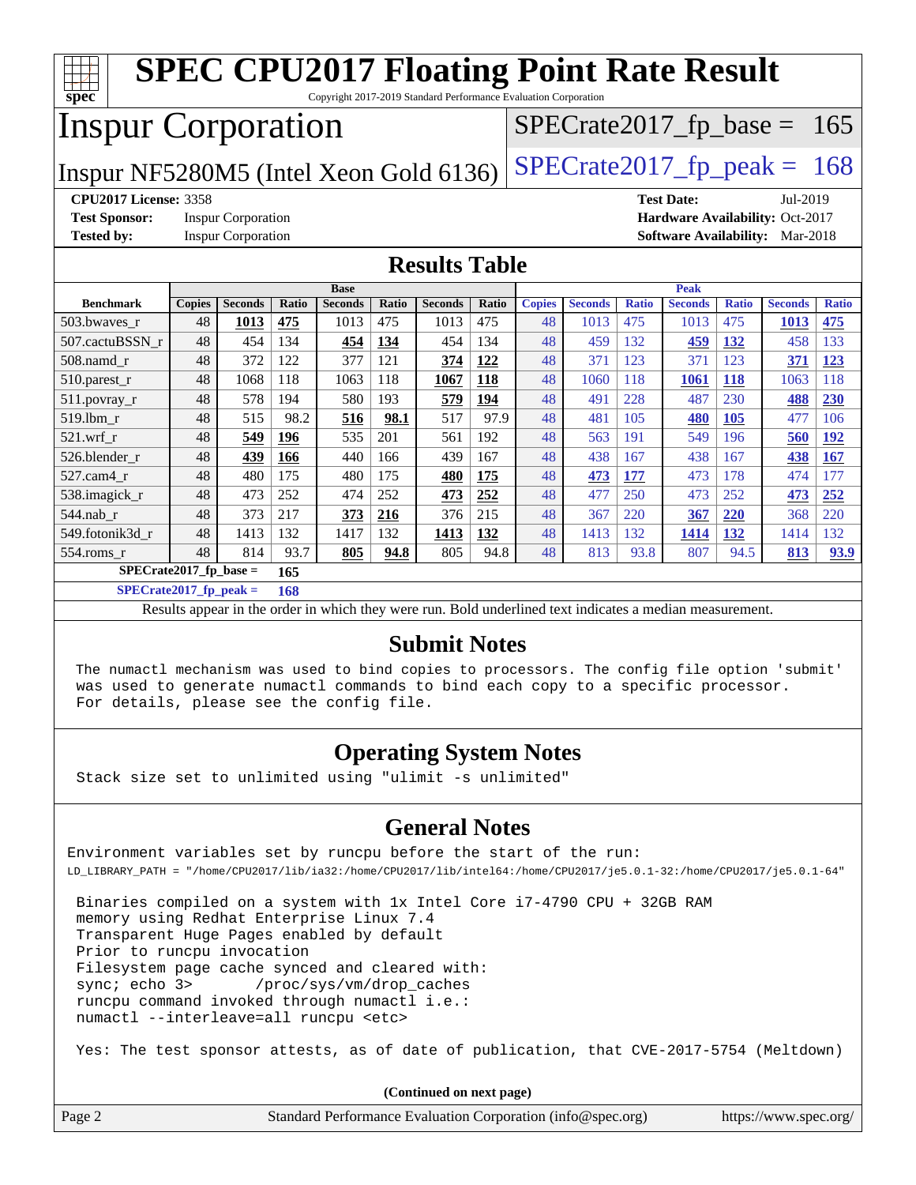# SPEC CPU2017 Floating Point Rate Result

Copyright 2017-2019 Standard Performance Evaluation Corporation

## Inspur Corporation

Inspur NF5280M5 (Intel Xeon Gold 6136)

SPECrate2017_fp_base = 165

SPECrate2017_fp_peak = 168

**CPU2017 License:** 3358
**Test Sponsor:** Inspur Corporation
**Tested by:** Inspur Corporation

**Test Date:** Jul-2019
**Hardware Availability:** Oct-2017
**Software Availability:** Mar-2018

## Results Table

| | Base | | | | | | | Peak | | | | | | |
|---|---|---|---|---|---|---|---|---|---|---|---|---|---|---|
| **Benchmark** | **Copies** | **Seconds** | **Ratio** | **Seconds** | **Ratio** | **Seconds** | **Ratio** | **Copies** | **Seconds** | **Ratio** | **Seconds** | **Ratio** | **Seconds** | **Ratio** |
| 503.bwaves_r | 48 | **1013** | **475** | 1013 | 475 | 1013 | 475 | 48 | 1013 | 475 | 1013 | 475 | **1013** | **475** |
| 507.cactuBSSN_r | 48 | 454 | 134 | **454** | **134** | 454 | 134 | 48 | 459 | 132 | **459** | **132** | 458 | 133 |
| 508.namd_r | 48 | 372 | 122 | 377 | 121 | **374** | **122** | 48 | 371 | 123 | 371 | 123 | **371** | **123** |
| 510.parest_r | 48 | 1068 | 118 | 1063 | 118 | **1067** | **118** | 48 | 1060 | 118 | **1061** | **118** | 1063 | 118 |
| 511.povray_r | 48 | 578 | 194 | 580 | 193 | **579** | **194** | 48 | 491 | 228 | 487 | 230 | **488** | **230** |
| 519.lbm_r | 48 | 515 | 98.2 | **516** | **98.1** | 517 | 97.9 | 48 | 481 | 105 | **480** | **105** | 477 | 106 |
| 521.wrf_r | 48 | **549** | **196** | 535 | 201 | 561 | 192 | 48 | 563 | 191 | 549 | 196 | **560** | **192** |
| 526.blender_r | 48 | **439** | **166** | 440 | 166 | 439 | 167 | 48 | 438 | 167 | 438 | 167 | **438** | **167** |
| 527.cam4_r | 48 | 480 | 175 | 480 | 175 | **480** | **175** | 48 | **473** | **177** | 473 | 178 | 474 | 177 |
| 538.imagick_r | 48 | 473 | 252 | 474 | 252 | **473** | **252** | 48 | 477 | 250 | 473 | 252 | **473** | **252** |
| 544.nab_r | 48 | 373 | 217 | **373** | **216** | 376 | 215 | 48 | 367 | 220 | **367** | **220** | 368 | 220 |
| 549.fotonik3d_r | 48 | 1413 | 132 | 1417 | 132 | **1413** | **132** | 48 | 1413 | 132 | **1414** | **132** | 1414 | 132 |
| 554.roms_r | 48 | 814 | 93.7 | **805** | **94.8** | 805 | 94.8 | 48 | 813 | 93.8 | 807 | 94.5 | **813** | **93.9** |

**SPECrate2017_fp_base = 165**

**SPECrate2017_fp_peak = 168**

Results appear in the order in which they were run. Bold underlined text indicates a median measurement.

## Submit Notes

The numactl mechanism was used to bind copies to processors. The config file option 'submit' was used to generate numactl commands to bind each copy to a specific processor. For details, please see the config file.

## Operating System Notes

Stack size set to unlimited using "ulimit -s unlimited"

## General Notes

Environment variables set by runcpu before the start of the run:
LD_LIBRARY_PATH = "/home/CPU2017/lib/ia32:/home/CPU2017/lib/intel64:/home/CPU2017/je5.0.1-32:/home/CPU2017/je5.0.1-64"

```
Binaries compiled on a system with 1x Intel Core i7-4790 CPU + 32GB RAM
memory using Redhat Enterprise Linux 7.4
Transparent Huge Pages enabled by default
Prior to runcpu invocation
Filesystem page cache synced and cleared with:
sync; echo 3>       /proc/sys/vm/drop_caches
runcpu command invoked through numactl i.e.:
numactl --interleave=all runcpu <etc>
```

Yes: The test sponsor attests, as of date of publication, that CVE-2017-5754 (Meltdown)

**(Continued on next page)**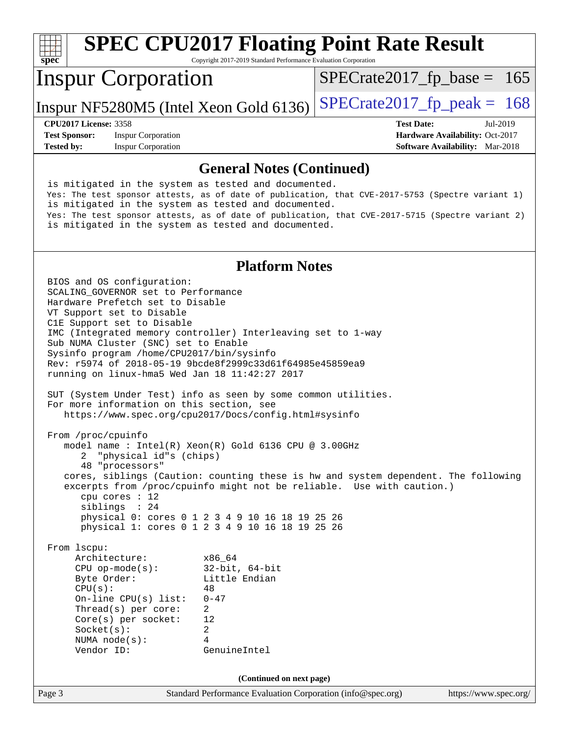# SPEC CPU2017 Floating Point Rate Result

Copyright 2017-2019 Standard Performance Evaluation Corporation

**Inspur Corporation**

Inspur NF5280M5 (Intel Xeon Gold 6136)

SPECrate2017_fp_base = 165

SPECrate2017_fp_peak = 168

**CPU2017 License:** 3358
**Test Sponsor:** Inspur Corporation
**Tested by:** Inspur Corporation

**Test Date:** Jul-2019
**Hardware Availability:** Oct-2017
**Software Availability:** Mar-2018

## General Notes (Continued)

```
is mitigated in the system as tested and documented.
Yes: The test sponsor attests, as of date of publication, that CVE-2017-5753 (Spectre variant 1)
is mitigated in the system as tested and documented.
Yes: The test sponsor attests, as of date of publication, that CVE-2017-5715 (Spectre variant 2)
is mitigated in the system as tested and documented.
```

## Platform Notes

```
BIOS and OS configuration:
SCALING_GOVERNOR set to Performance
Hardware Prefetch set to Disable
VT Support set to Disable
C1E Support set to Disable
IMC (Integrated memory controller) Interleaving set to 1-way
Sub NUMA Cluster (SNC) set to Enable
Sysinfo program /home/CPU2017/bin/sysinfo
Rev: r5974 of 2018-05-19 9bcde8f2999c33d61f64985e45859ea9
running on linux-hma5 Wed Jan 18 11:42:27 2017

SUT (System Under Test) info as seen by some common utilities.
For more information on this section, see
   https://www.spec.org/cpu2017/Docs/config.html#sysinfo

From /proc/cpuinfo
   model name : Intel(R) Xeon(R) Gold 6136 CPU @ 3.00GHz
      2  "physical id"s (chips)
      48 "processors"
   cores, siblings (Caution: counting these is hw and system dependent. The following
   excerpts from /proc/cpuinfo might not be reliable.  Use with caution.)
      cpu cores : 12
      siblings  : 24
      physical 0: cores 0 1 2 3 4 9 10 16 18 19 25 26
      physical 1: cores 0 1 2 3 4 9 10 16 18 19 25 26

From lscpu:
     Architecture:          x86_64
     CPU op-mode(s):        32-bit, 64-bit
     Byte Order:            Little Endian
     CPU(s):                48
     On-line CPU(s) list:   0-47
     Thread(s) per core:    2
     Core(s) per socket:    12
     Socket(s):             2
     NUMA node(s):          4
     Vendor ID:             GenuineIntel
```

**(Continued on next page)**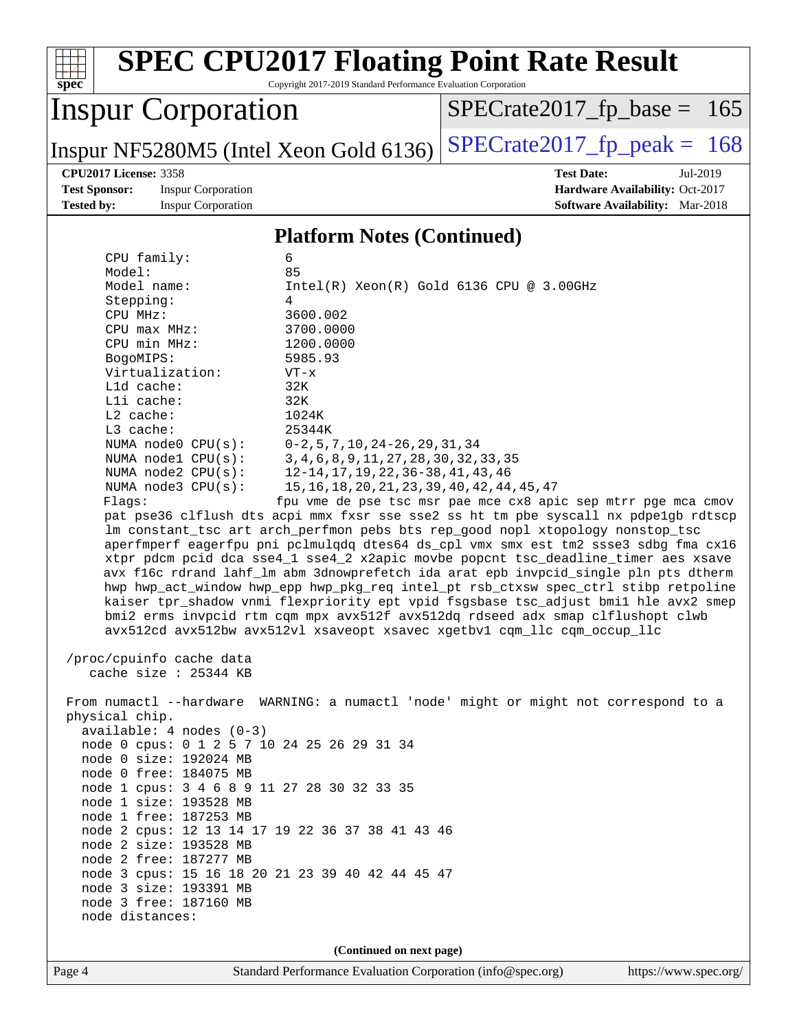## Platform Notes (Continued)

```
    CPU family:          6
    Model:               85
    Model name:          Intel(R) Xeon(R) Gold 6136 CPU @ 3.00GHz
    Stepping:            4
    CPU MHz:             3600.002
    CPU max MHz:         3700.0000
    CPU min MHz:         1200.0000
    BogoMIPS:            5985.93
    Virtualization:      VT-x
    L1d cache:           32K
    L1i cache:           32K
    L2 cache:            1024K
    L3 cache:            25344K
    NUMA node0 CPU(s):   0-2,5,7,10,24-26,29,31,34
    NUMA node1 CPU(s):   3,4,6,8,9,11,27,28,30,32,33,35
    NUMA node2 CPU(s):   12-14,17,19,22,36-38,41,43,46
    NUMA node3 CPU(s):   15,16,18,20,21,23,39,40,42,44,45,47
    Flags:              fpu vme de pse tsc msr pae mce cx8 apic sep mtrr pge mca cmov
    pat pse36 clflush dts acpi mmx fxsr sse sse2 ss ht tm pbe syscall nx pdpe1gb rdtscp
     lm constant_tsc art arch_perfmon pebs bts rep_good nopl xtopology nonstop_tsc
     aperfmperf eagerfpu pni pclmulqdq dtes64 ds_cpl vmx smx est tm2 ssse3 sdbg fma cx16
     xtpr pdcm pcid dca sse4_1 sse4_2 x2apic movbe popcnt tsc_deadline_timer aes xsave
     avx f16c rdrand lahf_lm abm 3dnowprefetch ida arat epb invpcid_single pln pts dtherm
     hwp hwp_act_window hwp_epp hwp_pkg_req intel_pt rsb_ctxsw spec_ctrl stibp retpoline
     kaiser tpr_shadow vnmi flexpriority ept vpid fsgsbase tsc_adjust bmi1 hle avx2 smep
     bmi2 erms invpcid rtm cqm mpx avx512f avx512dq rdseed adx smap clflushopt clwb
     avx512cd avx512bw avx512vl xsaveopt xsavec xgetbv1 cqm_llc cqm_occup_llc

 /proc/cpuinfo cache data
    cache size : 25344 KB

 From numactl --hardware  WARNING: a numactl 'node' might or might not correspond to a
 physical chip.
   available: 4 nodes (0-3)
   node 0 cpus: 0 1 2 5 7 10 24 25 26 29 31 34
   node 0 size: 192024 MB
   node 0 free: 184075 MB
   node 1 cpus: 3 4 6 8 9 11 27 28 30 32 33 35
   node 1 size: 193528 MB
   node 1 free: 187253 MB
   node 2 cpus: 12 13 14 17 19 22 36 37 38 41 43 46
   node 2 size: 193528 MB
   node 2 free: 187277 MB
   node 3 cpus: 15 16 18 20 21 23 39 40 42 44 45 47
   node 3 size: 193391 MB
   node 3 free: 187160 MB
   node distances:
```

(Continued on next page)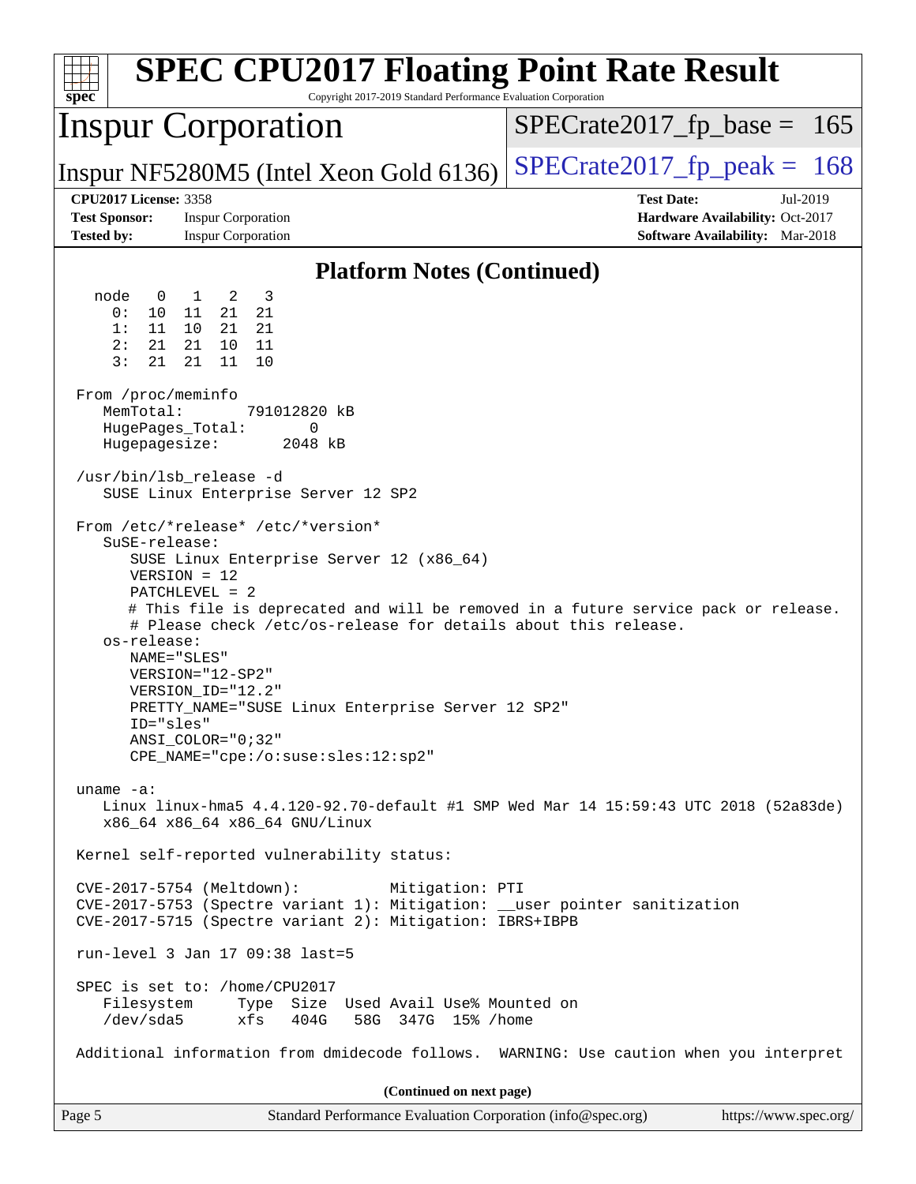# SPEC CPU2017 Floating Point Rate Result

Copyright 2017-2019 Standard Performance Evaluation Corporation

**Inspur Corporation**

**Inspur NF5280M5 (Intel Xeon Gold 6136)**

SPECrate2017_fp_base = 165

SPECrate2017_fp_peak = 168

**CPU2017 License:** 3358
**Test Sponsor:** Inspur Corporation
**Tested by:** Inspur Corporation

**Test Date:** Jul-2019
**Hardware Availability:** Oct-2017
**Software Availability:** Mar-2018

## Platform Notes (Continued)

```
  node   0   1   2   3
    0:  10  11  21  21
    1:  11  10  21  21
    2:  21  21  10  11
    3:  21  21  11  10

 From /proc/meminfo
    MemTotal:       791012820 kB
    HugePages_Total:       0
    Hugepagesize:       2048 kB

 /usr/bin/lsb_release -d
    SUSE Linux Enterprise Server 12 SP2

 From /etc/*release* /etc/*version*
    SuSE-release:
       SUSE Linux Enterprise Server 12 (x86_64)
       VERSION = 12
       PATCHLEVEL = 2
       # This file is deprecated and will be removed in a future service pack or release.
       # Please check /etc/os-release for details about this release.
    os-release:
       NAME="SLES"
       VERSION="12-SP2"
       VERSION_ID="12.2"
       PRETTY_NAME="SUSE Linux Enterprise Server 12 SP2"
       ID="sles"
       ANSI_COLOR="0;32"
       CPE_NAME="cpe:/o:suse:sles:12:sp2"

 uname -a:
    Linux linux-hma5 4.4.120-92.70-default #1 SMP Wed Mar 14 15:59:43 UTC 2018 (52a83de)
    x86_64 x86_64 x86_64 GNU/Linux

 Kernel self-reported vulnerability status:

 CVE-2017-5754 (Meltdown):          Mitigation: PTI
 CVE-2017-5753 (Spectre variant 1): Mitigation: __user pointer sanitization
 CVE-2017-5715 (Spectre variant 2): Mitigation: IBRS+IBPB

 run-level 3 Jan 17 09:38 last=5

 SPEC is set to: /home/CPU2017
    Filesystem     Type  Size  Used Avail Use% Mounted on
    /dev/sda5      xfs   404G   58G  347G  15% /home

 Additional information from dmidecode follows.  WARNING: Use caution when you interpret
```

**(Continued on next page)**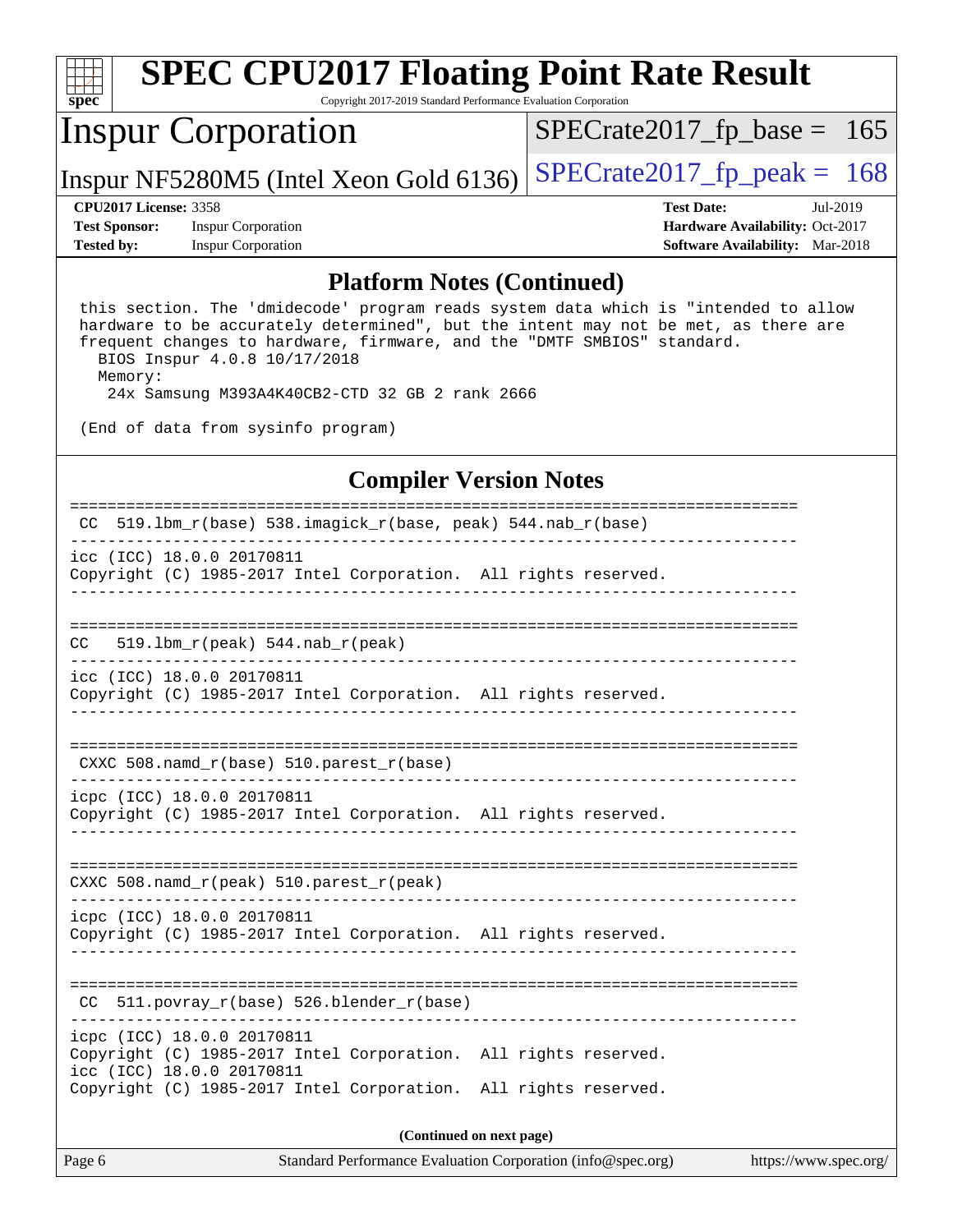## Platform Notes (Continued)

```
this section. The 'dmidecode' program reads system data which is "intended to allow
hardware to be accurately determined", but the intent may not be met, as there are
frequent changes to hardware, firmware, and the "DMTF SMBIOS" standard.
  BIOS Inspur 4.0.8 10/17/2018
  Memory:
   24x Samsung M393A4K40CB2-CTD 32 GB 2 rank 2666

(End of data from sysinfo program)
```

## Compiler Version Notes

```
==============================================================================
 CC  519.lbm_r(base) 538.imagick_r(base, peak) 544.nab_r(base)
------------------------------------------------------------------------------
icc (ICC) 18.0.0 20170811
Copyright (C) 1985-2017 Intel Corporation.  All rights reserved.
------------------------------------------------------------------------------

==============================================================================
CC   519.lbm_r(peak) 544.nab_r(peak)
------------------------------------------------------------------------------
icc (ICC) 18.0.0 20170811
Copyright (C) 1985-2017 Intel Corporation.  All rights reserved.
------------------------------------------------------------------------------

==============================================================================
 CXXC 508.namd_r(base) 510.parest_r(base)
------------------------------------------------------------------------------
icpc (ICC) 18.0.0 20170811
Copyright (C) 1985-2017 Intel Corporation.  All rights reserved.
------------------------------------------------------------------------------

==============================================================================
CXXC 508.namd_r(peak) 510.parest_r(peak)
------------------------------------------------------------------------------
icpc (ICC) 18.0.0 20170811
Copyright (C) 1985-2017 Intel Corporation.  All rights reserved.
------------------------------------------------------------------------------

==============================================================================
 CC  511.povray_r(base) 526.blender_r(base)
------------------------------------------------------------------------------
icpc (ICC) 18.0.0 20170811
Copyright (C) 1985-2017 Intel Corporation.  All rights reserved.
icc (ICC) 18.0.0 20170811
Copyright (C) 1985-2017 Intel Corporation.  All rights reserved.
```

**(Continued on next page)**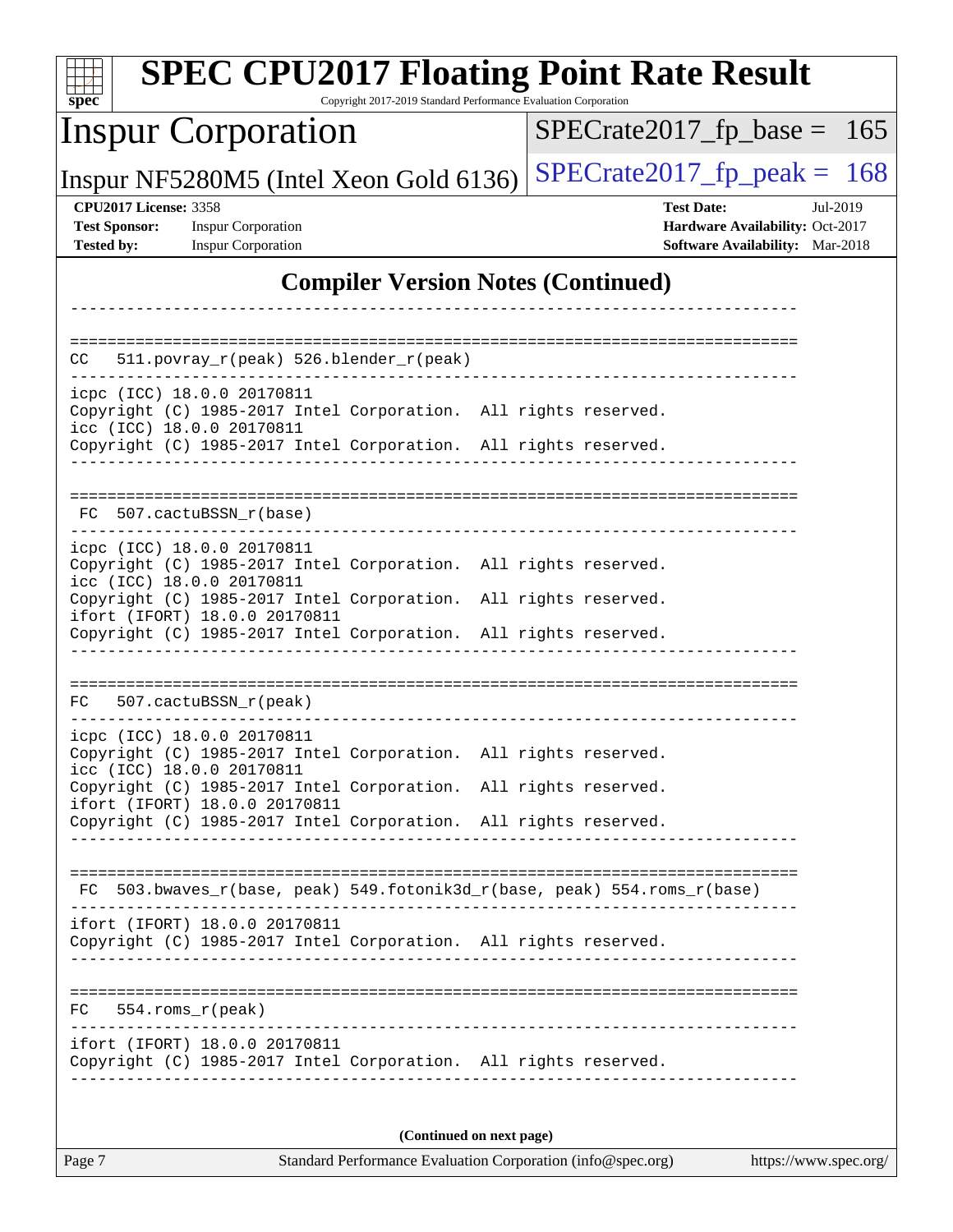## Compiler Version Notes (Continued)

```
------------------------------------------------------------------------------

==============================================================================
CC   511.povray_r(peak) 526.blender_r(peak)
------------------------------------------------------------------------------
icpc (ICC) 18.0.0 20170811
Copyright (C) 1985-2017 Intel Corporation.  All rights reserved.
icc (ICC) 18.0.0 20170811
Copyright (C) 1985-2017 Intel Corporation.  All rights reserved.
------------------------------------------------------------------------------

==============================================================================
 FC  507.cactuBSSN_r(base)
------------------------------------------------------------------------------
icpc (ICC) 18.0.0 20170811
Copyright (C) 1985-2017 Intel Corporation.  All rights reserved.
icc (ICC) 18.0.0 20170811
Copyright (C) 1985-2017 Intel Corporation.  All rights reserved.
ifort (IFORT) 18.0.0 20170811
Copyright (C) 1985-2017 Intel Corporation.  All rights reserved.
------------------------------------------------------------------------------

==============================================================================
FC   507.cactuBSSN_r(peak)
------------------------------------------------------------------------------
icpc (ICC) 18.0.0 20170811
Copyright (C) 1985-2017 Intel Corporation.  All rights reserved.
icc (ICC) 18.0.0 20170811
Copyright (C) 1985-2017 Intel Corporation.  All rights reserved.
ifort (IFORT) 18.0.0 20170811
Copyright (C) 1985-2017 Intel Corporation.  All rights reserved.
------------------------------------------------------------------------------

==============================================================================
 FC  503.bwaves_r(base, peak) 549.fotonik3d_r(base, peak) 554.roms_r(base)
------------------------------------------------------------------------------
ifort (IFORT) 18.0.0 20170811
Copyright (C) 1985-2017 Intel Corporation.  All rights reserved.
------------------------------------------------------------------------------

==============================================================================
FC   554.roms_r(peak)
------------------------------------------------------------------------------
ifort (IFORT) 18.0.0 20170811
Copyright (C) 1985-2017 Intel Corporation.  All rights reserved.
------------------------------------------------------------------------------
```

**(Continued on next page)**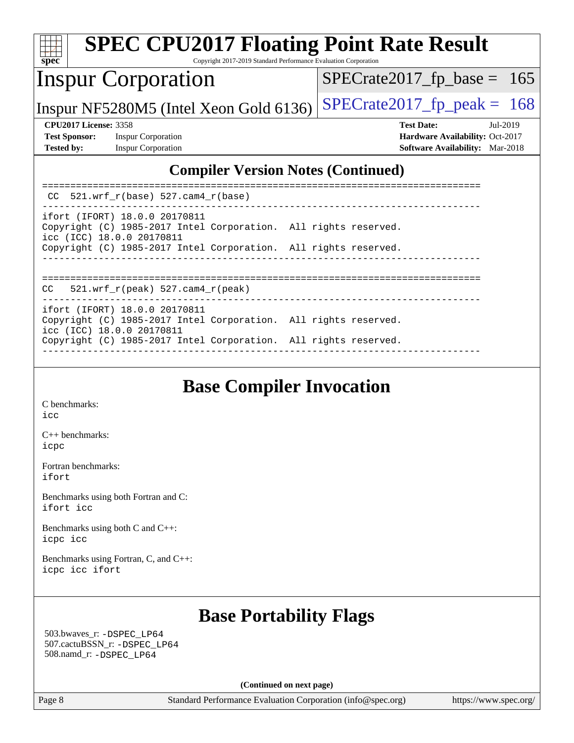## Compiler Version Notes (Continued)

```
==============================================================================
 CC  521.wrf_r(base) 527.cam4_r(base)
------------------------------------------------------------------------------
ifort (IFORT) 18.0.0 20170811
Copyright (C) 1985-2017 Intel Corporation.  All rights reserved.
icc (ICC) 18.0.0 20170811
Copyright (C) 1985-2017 Intel Corporation.  All rights reserved.
------------------------------------------------------------------------------

==============================================================================
CC   521.wrf_r(peak) 527.cam4_r(peak)
------------------------------------------------------------------------------
ifort (IFORT) 18.0.0 20170811
Copyright (C) 1985-2017 Intel Corporation.  All rights reserved.
icc (ICC) 18.0.0 20170811
Copyright (C) 1985-2017 Intel Corporation.  All rights reserved.
------------------------------------------------------------------------------
```

## Base Compiler Invocation

C benchmarks:
icc

C++ benchmarks:
icpc

Fortran benchmarks:
ifort

Benchmarks using both Fortran and C:
ifort icc

Benchmarks using both C and C++:
icpc icc

Benchmarks using Fortran, C, and C++:
icpc icc ifort

## Base Portability Flags

503.bwaves_r: -DSPEC_LP64
507.cactuBSSN_r: -DSPEC_LP64
508.namd_r: -DSPEC_LP64

**(Continued on next page)**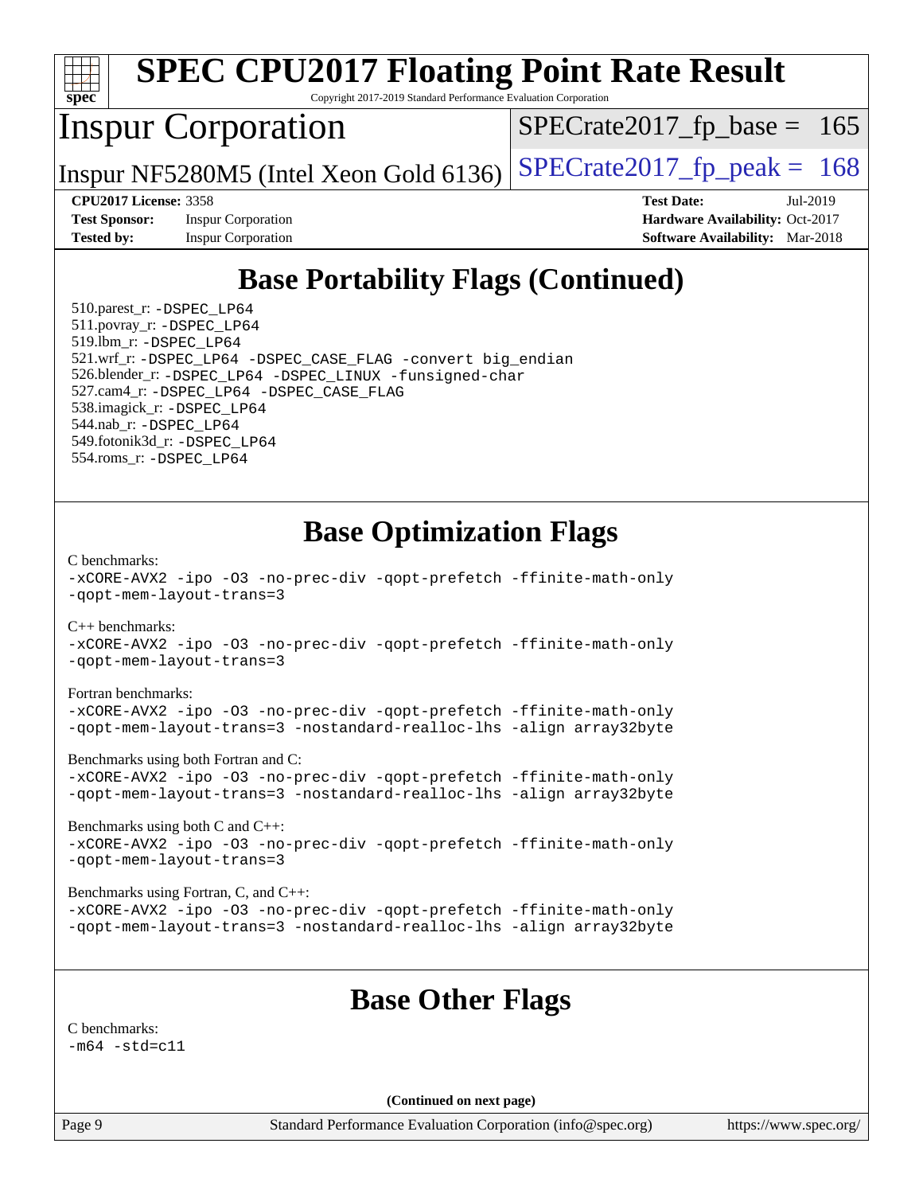## Base Portability Flags (Continued)

510.parest_r: `-DSPEC_LP64`
511.povray_r: `-DSPEC_LP64`
519.lbm_r: `-DSPEC_LP64`
521.wrf_r: `-DSPEC_LP64 -DSPEC_CASE_FLAG -convert big_endian`
526.blender_r: `-DSPEC_LP64 -DSPEC_LINUX -funsigned-char`
527.cam4_r: `-DSPEC_LP64 -DSPEC_CASE_FLAG`
538.imagick_r: `-DSPEC_LP64`
544.nab_r: `-DSPEC_LP64`
549.fotonik3d_r: `-DSPEC_LP64`
554.roms_r: `-DSPEC_LP64`

## Base Optimization Flags

C benchmarks:
```
-xCORE-AVX2 -ipo -O3 -no-prec-div -qopt-prefetch -ffinite-math-only
-qopt-mem-layout-trans=3
```

C++ benchmarks:
```
-xCORE-AVX2 -ipo -O3 -no-prec-div -qopt-prefetch -ffinite-math-only
-qopt-mem-layout-trans=3
```

Fortran benchmarks:
```
-xCORE-AVX2 -ipo -O3 -no-prec-div -qopt-prefetch -ffinite-math-only
-qopt-mem-layout-trans=3 -nostandard-realloc-lhs -align array32byte
```

Benchmarks using both Fortran and C:
```
-xCORE-AVX2 -ipo -O3 -no-prec-div -qopt-prefetch -ffinite-math-only
-qopt-mem-layout-trans=3 -nostandard-realloc-lhs -align array32byte
```

Benchmarks using both C and C++:
```
-xCORE-AVX2 -ipo -O3 -no-prec-div -qopt-prefetch -ffinite-math-only
-qopt-mem-layout-trans=3
```

Benchmarks using Fortran, C, and C++:
```
-xCORE-AVX2 -ipo -O3 -no-prec-div -qopt-prefetch -ffinite-math-only
-qopt-mem-layout-trans=3 -nostandard-realloc-lhs -align array32byte
```

## Base Other Flags

C benchmarks:
```
-m64 -std=c11
```

**(Continued on next page)**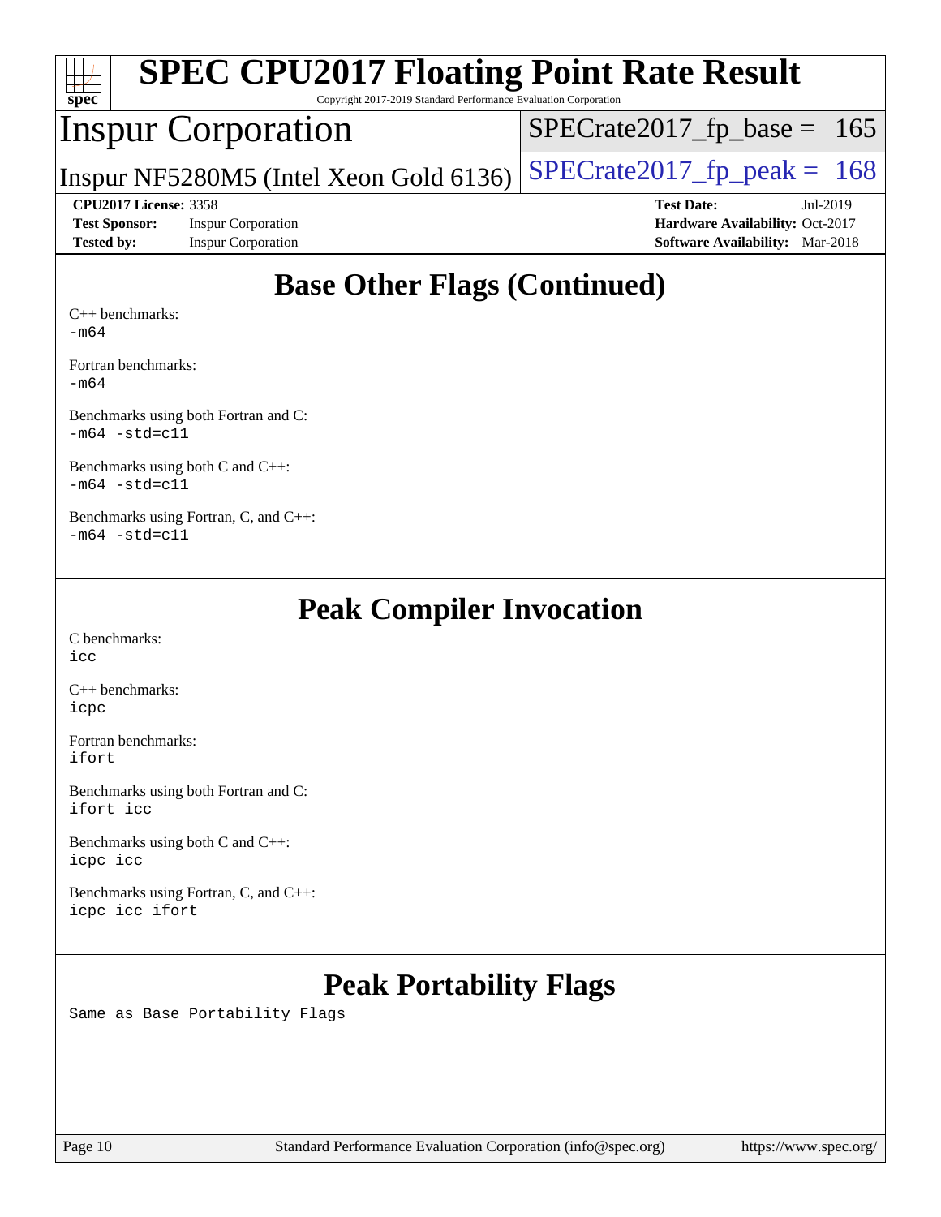## Base Other Flags (Continued)

C++ benchmarks:
-m64

Fortran benchmarks:
-m64

Benchmarks using both Fortran and C:
-m64 -std=c11

Benchmarks using both C and C++:
-m64 -std=c11

Benchmarks using Fortran, C, and C++:
-m64 -std=c11

## Peak Compiler Invocation

C benchmarks:
icc

C++ benchmarks:
icpc

Fortran benchmarks:
ifort

Benchmarks using both Fortran and C:
ifort icc

Benchmarks using both C and C++:
icpc icc

Benchmarks using Fortran, C, and C++:
icpc icc ifort

## Peak Portability Flags

Same as Base Portability Flags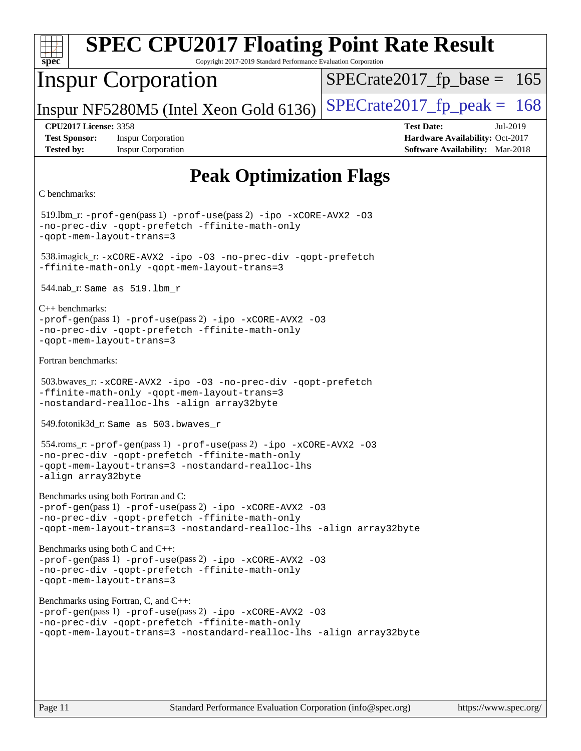# SPEC CPU2017 Floating Point Rate Result

Copyright 2017-2019 Standard Performance Evaluation Corporation

## Inspur Corporation

Inspur NF5280M5 (Intel Xeon Gold 6136)

SPECrate2017_fp_base = 165

SPECrate2017_fp_peak = 168

**CPU2017 License:** 3358
**Test Sponsor:** Inspur Corporation
**Tested by:** Inspur Corporation

**Test Date:** Jul-2019
**Hardware Availability:** Oct-2017
**Software Availability:** Mar-2018

## Peak Optimization Flags

C benchmarks:

519.lbm_r: `-prof-gen`(pass 1) `-prof-use`(pass 2) `-ipo -xCORE-AVX2 -O3 -no-prec-div -qopt-prefetch -ffinite-math-only -qopt-mem-layout-trans=3`

538.imagick_r: `-xCORE-AVX2 -ipo -O3 -no-prec-div -qopt-prefetch -ffinite-math-only -qopt-mem-layout-trans=3`

544.nab_r: `Same as 519.lbm_r`

C++ benchmarks:
`-prof-gen`(pass 1) `-prof-use`(pass 2) `-ipo -xCORE-AVX2 -O3 -no-prec-div -qopt-prefetch -ffinite-math-only -qopt-mem-layout-trans=3`

Fortran benchmarks:

503.bwaves_r: `-xCORE-AVX2 -ipo -O3 -no-prec-div -qopt-prefetch -ffinite-math-only -qopt-mem-layout-trans=3 -nostandard-realloc-lhs -align array32byte`

549.fotonik3d_r: `Same as 503.bwaves_r`

554.roms_r: `-prof-gen`(pass 1) `-prof-use`(pass 2) `-ipo -xCORE-AVX2 -O3 -no-prec-div -qopt-prefetch -ffinite-math-only -qopt-mem-layout-trans=3 -nostandard-realloc-lhs -align array32byte`

Benchmarks using both Fortran and C:
`-prof-gen`(pass 1) `-prof-use`(pass 2) `-ipo -xCORE-AVX2 -O3 -no-prec-div -qopt-prefetch -ffinite-math-only -qopt-mem-layout-trans=3 -nostandard-realloc-lhs -align array32byte`

Benchmarks using both C and C++:
`-prof-gen`(pass 1) `-prof-use`(pass 2) `-ipo -xCORE-AVX2 -O3 -no-prec-div -qopt-prefetch -ffinite-math-only -qopt-mem-layout-trans=3`

Benchmarks using Fortran, C, and C++:
`-prof-gen`(pass 1) `-prof-use`(pass 2) `-ipo -xCORE-AVX2 -O3 -no-prec-div -qopt-prefetch -ffinite-math-only -qopt-mem-layout-trans=3 -nostandard-realloc-lhs -align array32byte`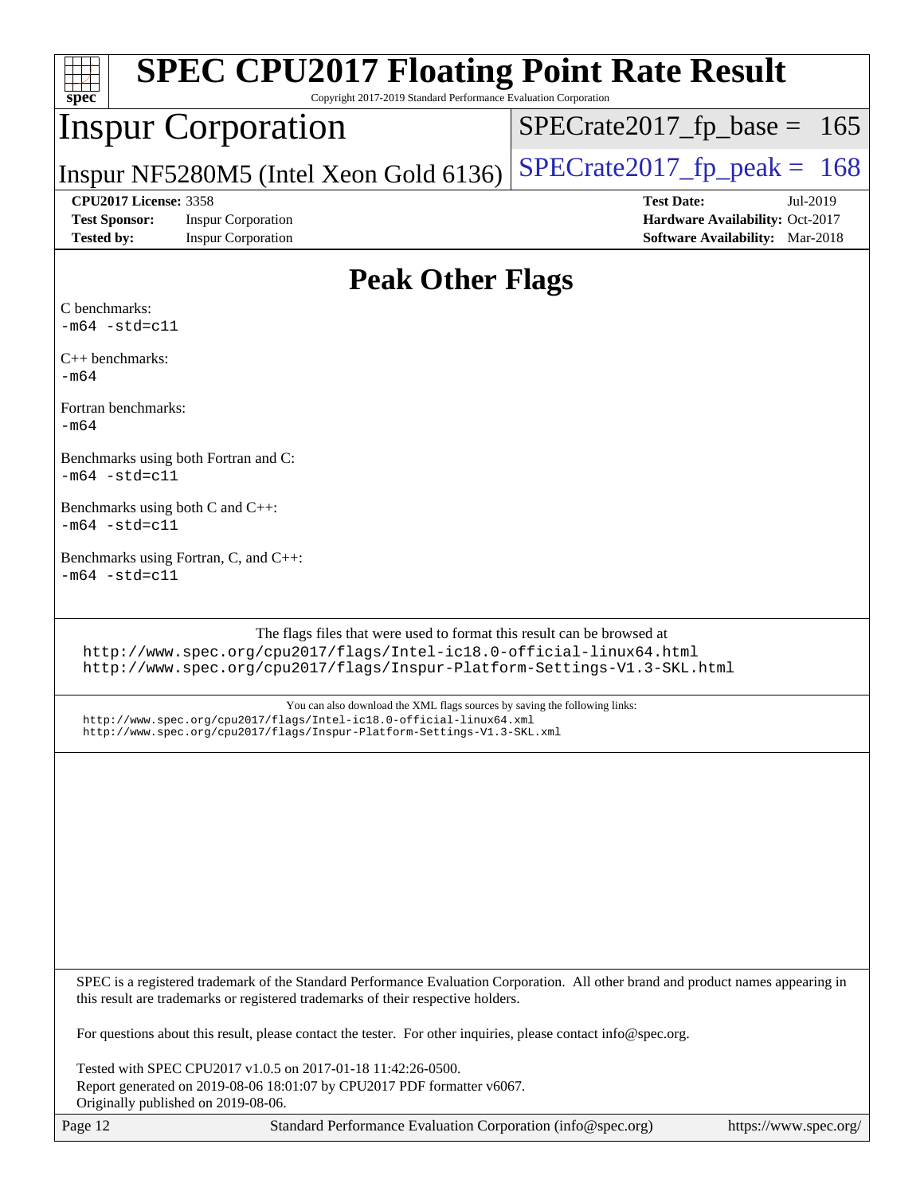# Peak Other Flags

C benchmarks:
-m64 -std=c11

C++ benchmarks:
-m64

Fortran benchmarks:
-m64

Benchmarks using both Fortran and C:
-m64 -std=c11

Benchmarks using both C and C++:
-m64 -std=c11

Benchmarks using Fortran, C, and C++:
-m64 -std=c11

The flags files that were used to format this result can be browsed at
http://www.spec.org/cpu2017/flags/Intel-ic18.0-official-linux64.html
http://www.spec.org/cpu2017/flags/Inspur-Platform-Settings-V1.3-SKL.html

You can also download the XML flags sources by saving the following links:
http://www.spec.org/cpu2017/flags/Intel-ic18.0-official-linux64.xml
http://www.spec.org/cpu2017/flags/Inspur-Platform-Settings-V1.3-SKL.xml

SPEC is a registered trademark of the Standard Performance Evaluation Corporation. All other brand and product names appearing in this result are trademarks or registered trademarks of their respective holders.

For questions about this result, please contact the tester. For other inquiries, please contact info@spec.org.

Tested with SPEC CPU2017 v1.0.5 on 2017-01-18 11:42:26-0500.
Report generated on 2019-08-06 18:01:07 by CPU2017 PDF formatter v6067.
Originally published on 2019-08-06.